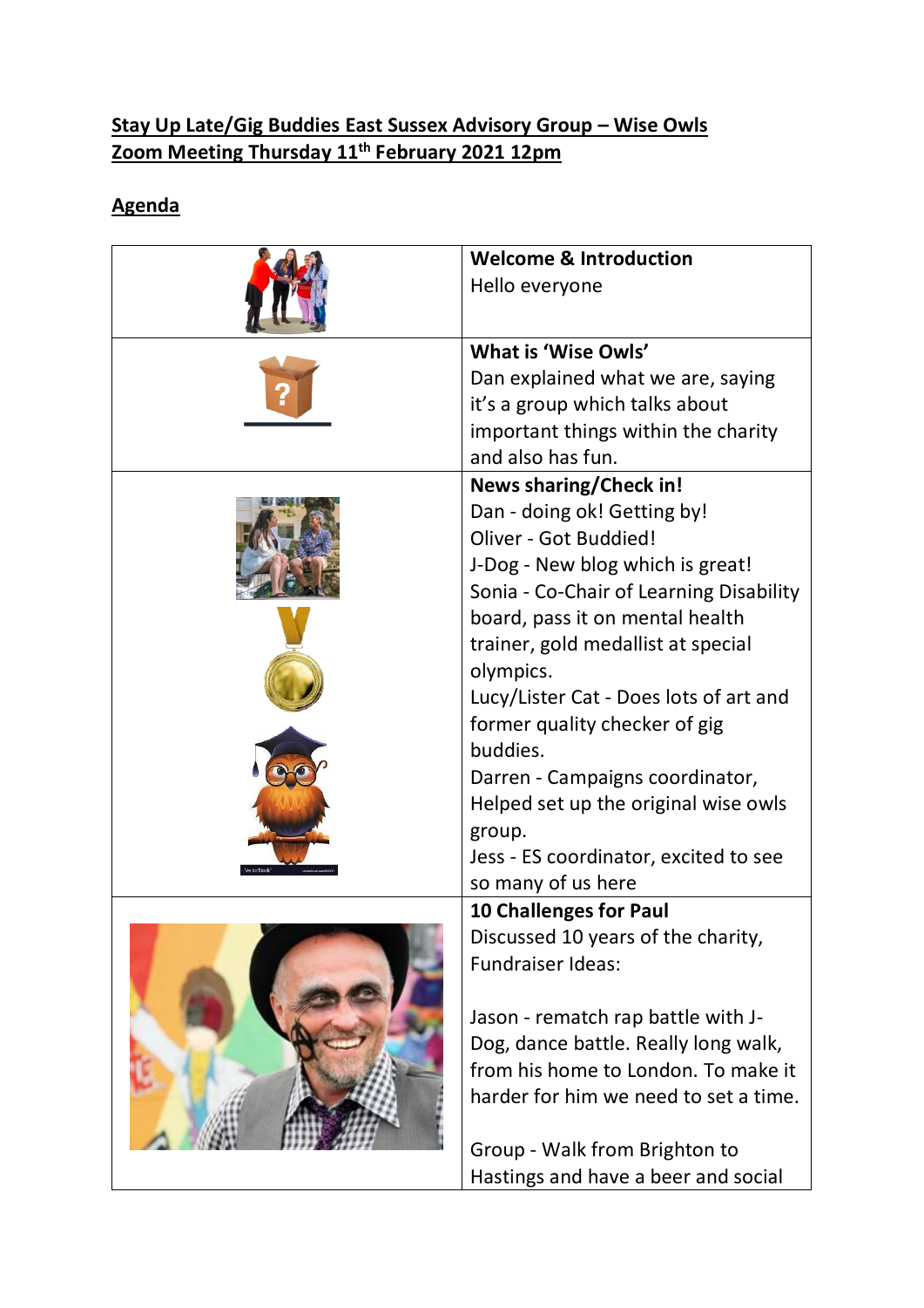**Stay Up Late/Gig Buddies East Sussex Advisory Group – Wise Owls**
**Zoom Meeting Thursday 11th February 2021 12pm**

## Agenda

| | |
|---|---|
| | **Welcome & Introduction**<br>Hello everyone |
| | **What is 'Wise Owls'**<br>Dan explained what we are, saying it's a group which talks about important things within the charity and also has fun. |
| | **News sharing/Check in!**<br>Dan - doing ok! Getting by!<br>Oliver - Got Buddied!<br>J-Dog - New blog which is great!<br>Sonia - Co-Chair of Learning Disability board, pass it on mental health trainer, gold medallist at special olympics.<br>Lucy/Lister Cat - Does lots of art and former quality checker of gig buddies.<br>Darren - Campaigns coordinator, Helped set up the original wise owls group.<br>Jess - ES coordinator, excited to see so many of us here |
| | **10 Challenges for Paul**<br>Discussed 10 years of the charity, Fundraiser Ideas:<br><br>Jason - rematch rap battle with J-Dog, dance battle. Really long walk, from his home to London. To make it harder for him we need to set a time.<br><br>Group - Walk from Brighton to Hastings and have a beer and social |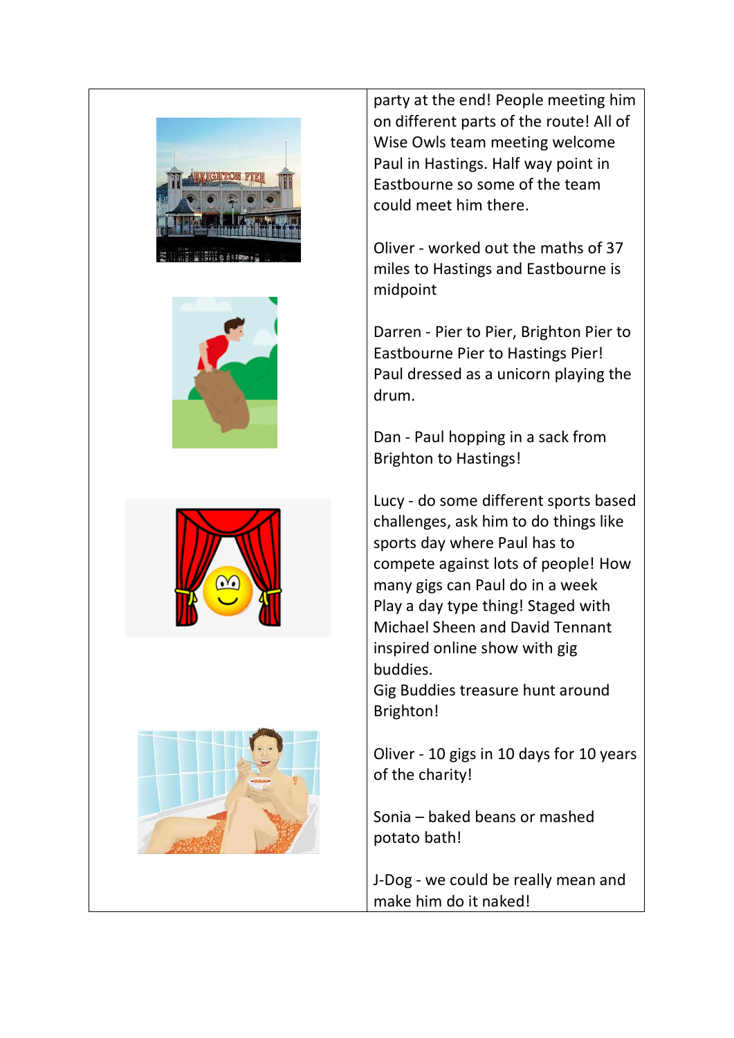| | |
|---|---|
| | party at the end! People meeting him on different parts of the route! All of Wise Owls team meeting welcome Paul in Hastings. Half way point in Eastbourne so some of the team could meet him there.<br><br>Oliver - worked out the maths of 37 miles to Hastings and Eastbourne is midpoint<br><br>Darren - Pier to Pier, Brighton Pier to Eastbourne Pier to Hastings Pier! Paul dressed as a unicorn playing the drum.<br><br>Dan - Paul hopping in a sack from Brighton to Hastings!<br><br>Lucy - do some different sports based challenges, ask him to do things like sports day where Paul has to compete against lots of people! How many gigs can Paul do in a week Play a day type thing! Staged with Michael Sheen and David Tennant inspired online show with gig buddies.<br>Gig Buddies treasure hunt around Brighton!<br><br>Oliver - 10 gigs in 10 days for 10 years of the charity!<br><br>Sonia – baked beans or mashed potato bath!<br><br>J-Dog - we could be really mean and make him do it naked! |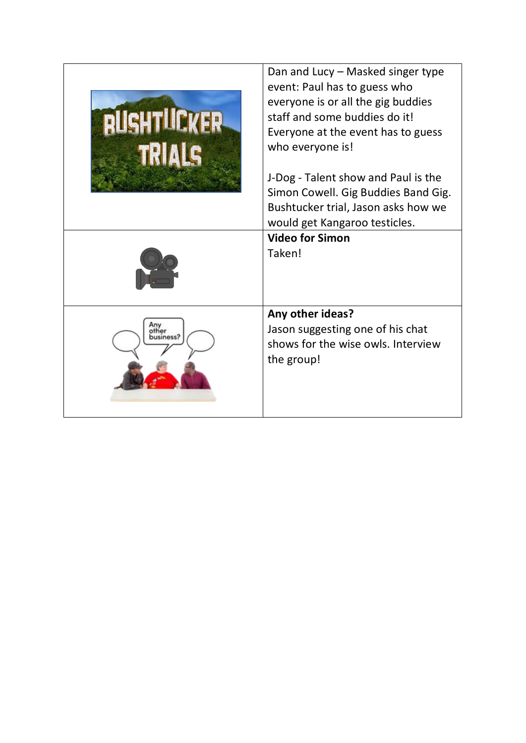| | |
|---|---|
| BUSHTUCKER TRIALS | Dan and Lucy – Masked singer type event: Paul has to guess who everyone is or all the gig buddies staff and some buddies do it! Everyone at the event has to guess who everyone is!<br><br>J-Dog - Talent show and Paul is the Simon Cowell. Gig Buddies Band Gig. Bushtucker trial, Jason asks how we would get Kangaroo testicles. |
| | **Video for Simon**<br>Taken! |
| Any other business? | **Any other ideas?**<br>Jason suggesting one of his chat shows for the wise owls. Interview the group! |